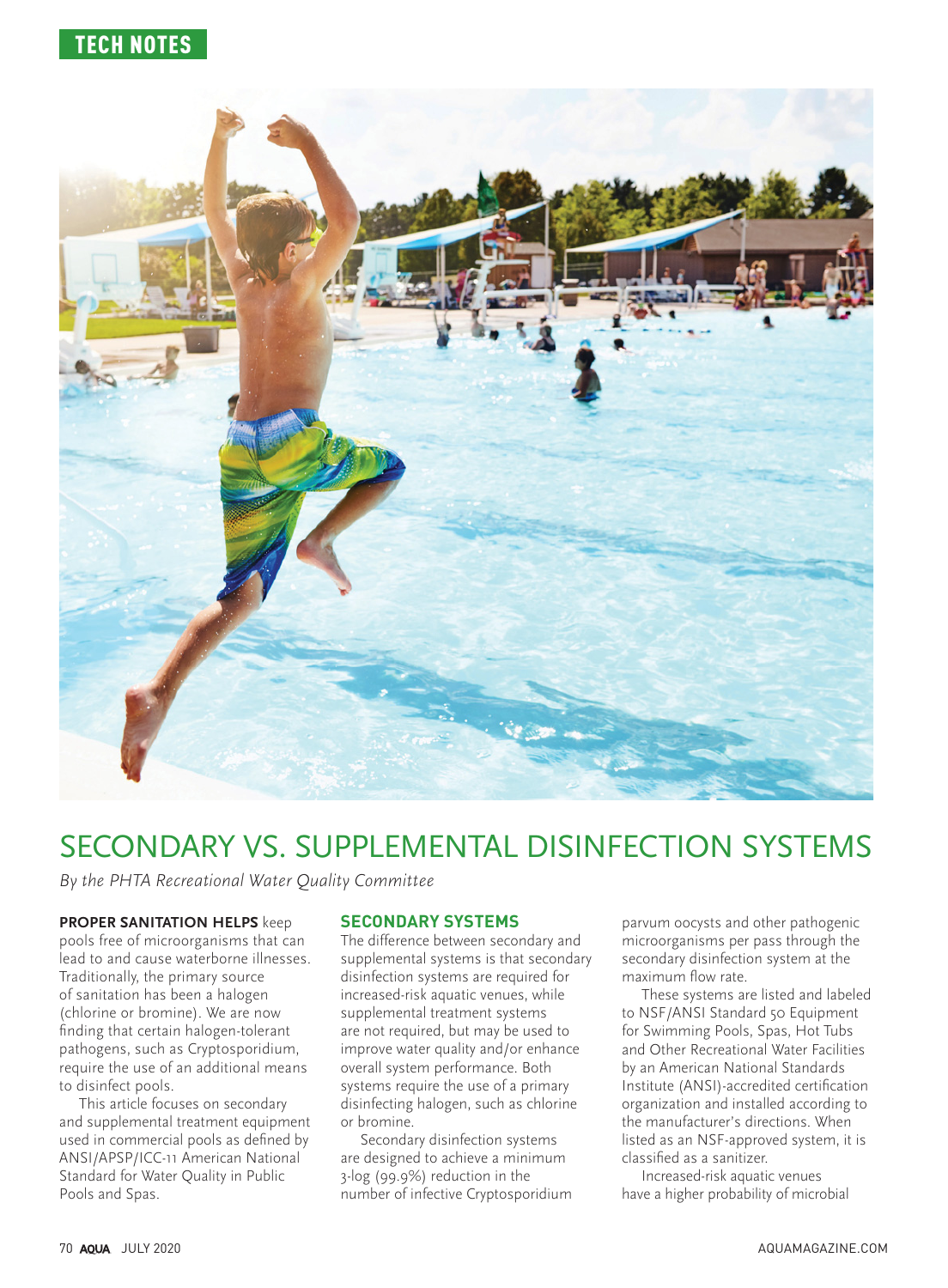TECH NOTES

# SECONDARY VS. SUPPLEMENTAL DISINFECTION SYSTEMS

*By the PHTA Recreational Water Quality Committee*

**PROPER SANITATION HELPS** keep pools free of microorganisms that can lead to and cause waterborne illnesses. Traditionally, the primary source of sanitation has been a halogen (chlorine or bromine). We are now finding that certain halogen-tolerant pathogens, such as Cryptosporidium, require the use of an additional means to disinfect pools.

This article focuses on secondary and supplemental treatment equipment used in commercial pools as defined by ANSI/APSP/ICC-11 American National Standard for Water Quality in Public Pools and Spas.

## SECONDARY SYSTEMS

The difference between secondary and supplemental systems is that secondary disinfection systems are required for increased-risk aquatic venues, while supplemental treatment systems are not required, but may be used to improve water quality and/or enhance overall system performance. Both systems require the use of a primary disinfecting halogen, such as chlorine or bromine.

Secondary disinfection systems are designed to achieve a minimum 3-log (99.9%) reduction in the number of infective Cryptosporidium parvum oocysts and other pathogenic microorganisms per pass through the secondary disinfection system at the maximum flow rate.

These systems are listed and labeled to NSF/ANSI Standard 50 Equipment for Swimming Pools, Spas, Hot Tubs and Other Recreational Water Facilities by an American National Standards Institute (ANSI)-accredited certification organization and installed according to the manufacturer's directions. When listed as an NSF-approved system, it is classified as a sanitizer.

Increased-risk aquatic venues have a higher probability of microbial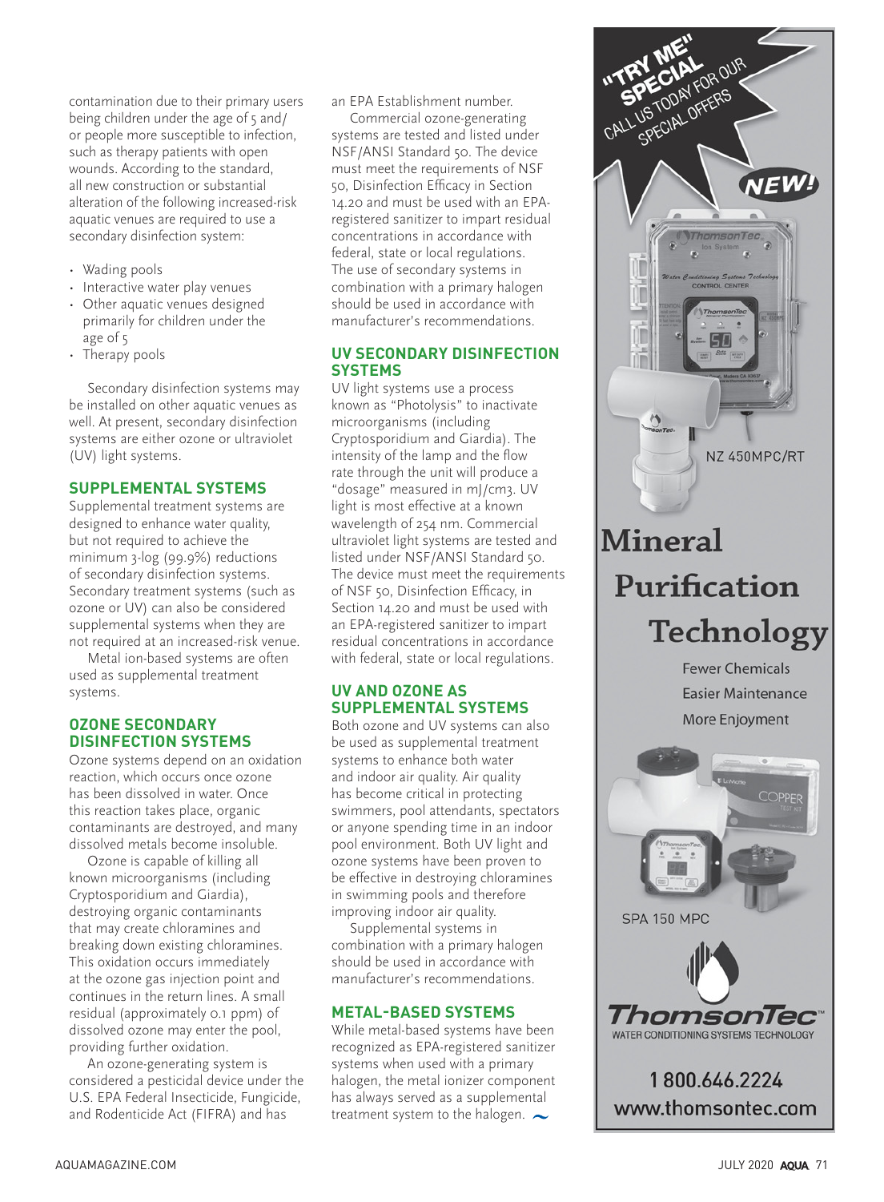contamination due to their primary users being children under the age of 5 and/or people more susceptible to infection, such as therapy patients with open wounds. According to the standard, all new construction or substantial alteration of the following increased-risk aquatic venues are required to use a secondary disinfection system:

- Wading pools
- Interactive water play venues
- Other aquatic venues designed primarily for children under the age of 5
- Therapy pools

Secondary disinfection systems may be installed on other aquatic venues as well. At present, secondary disinfection systems are either ozone or ultraviolet (UV) light systems.

## SUPPLEMENTAL SYSTEMS

Supplemental treatment systems are designed to enhance water quality, but not required to achieve the minimum 3-log (99.9%) reductions of secondary disinfection systems. Secondary treatment systems (such as ozone or UV) can also be considered supplemental systems when they are not required at an increased-risk venue.

Metal ion-based systems are often used as supplemental treatment systems.

## OZONE SECONDARY DISINFECTION SYSTEMS

Ozone systems depend on an oxidation reaction, which occurs once ozone has been dissolved in water. Once this reaction takes place, organic contaminants are destroyed, and many dissolved metals become insoluble.

Ozone is capable of killing all known microorganisms (including Cryptosporidium and Giardia), destroying organic contaminants that may create chloramines and breaking down existing chloramines. This oxidation occurs immediately at the ozone gas injection point and continues in the return lines. A small residual (approximately 0.1 ppm) of dissolved ozone may enter the pool, providing further oxidation.

An ozone-generating system is considered a pesticidal device under the U.S. EPA Federal Insecticide, Fungicide, and Rodenticide Act (FIFRA) and has an EPA Establishment number.

Commercial ozone-generating systems are tested and listed under NSF/ANSI Standard 50. The device must meet the requirements of NSF 50, Disinfection Efficacy in Section 14.20 and must be used with an EPA-registered sanitizer to impart residual concentrations in accordance with federal, state or local regulations. The use of secondary systems in combination with a primary halogen should be used in accordance with manufacturer's recommendations.

## UV SECONDARY DISINFECTION SYSTEMS

UV light systems use a process known as "Photolysis" to inactivate microorganisms (including Cryptosporidium and Giardia). The intensity of the lamp and the flow rate through the unit will produce a "dosage" measured in mJ/cm3. UV light is most effective at a known wavelength of 254 nm. Commercial ultraviolet light systems are tested and listed under NSF/ANSI Standard 50. The device must meet the requirements of NSF 50, Disinfection Efficacy, in Section 14.20 and must be used with an EPA-registered sanitizer to impart residual concentrations in accordance with federal, state or local regulations.

## UV AND OZONE AS SUPPLEMENTAL SYSTEMS

Both ozone and UV systems can also be used as supplemental treatment systems to enhance both water and indoor air quality. Air quality has become critical in protecting swimmers, pool attendants, spectators or anyone spending time in an indoor pool environment. Both UV light and ozone systems have been proven to be effective in destroying chloramines in swimming pools and therefore improving indoor air quality.

Supplemental systems in combination with a primary halogen should be used in accordance with manufacturer's recommendations.

## METAL-BASED SYSTEMS

While metal-based systems have been recognized as EPA-registered sanitizer systems when used with a primary halogen, the metal ionizer component has always served as a supplemental treatment system to the halogen. ~

"TRY ME" SPECIAL
CALL US TODAY FOR OUR SPECIAL OFFERS

NEW!

NZ 450MPC/RT

# Mineral Purification Technology

Fewer Chemicals
Easier Maintenance
More Enjoyment

SPA 150 MPC

ThomsonTec™
WATER CONDITIONING SYSTEMS TECHNOLOGY

1 800.646.2224
www.thomsontec.com